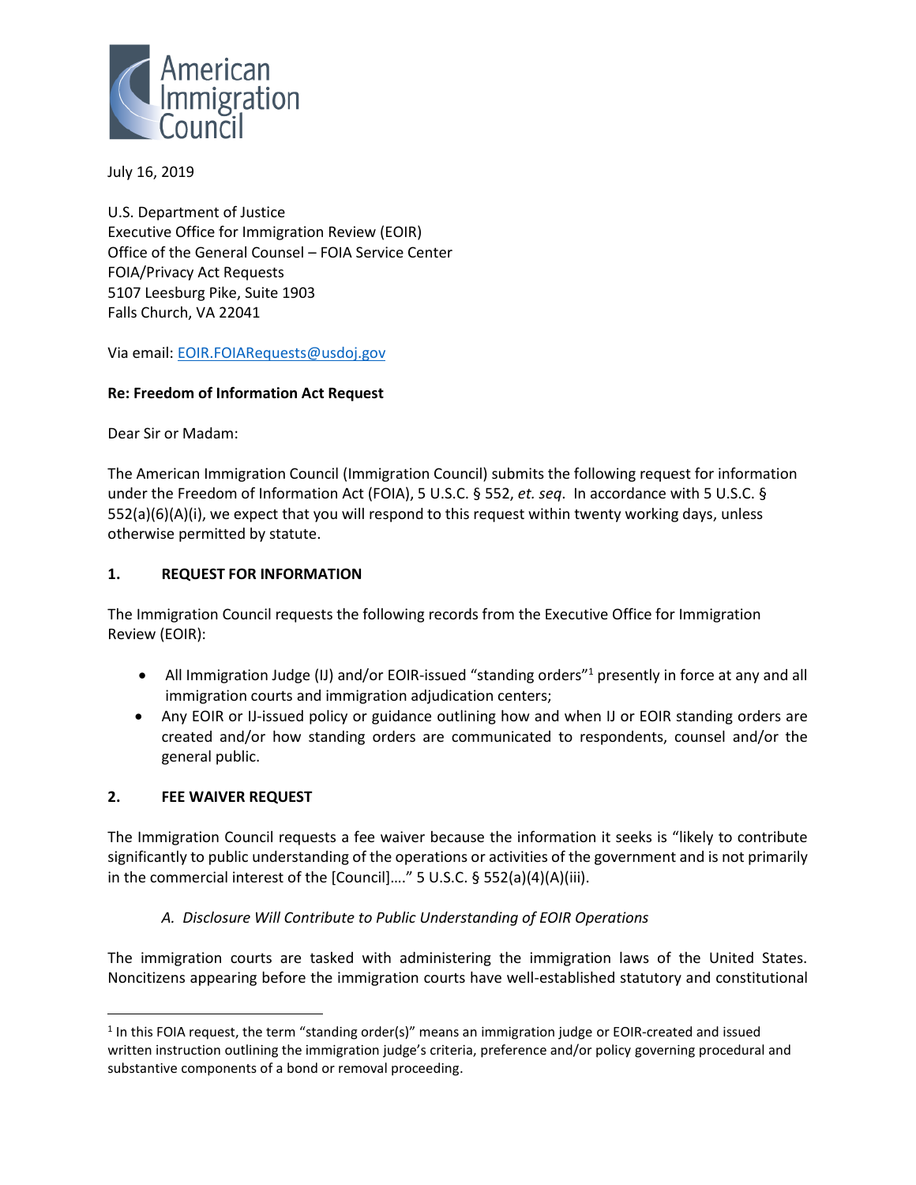American Immigration Council

July 16, 2019

U.S. Department of Justice
Executive Office for Immigration Review (EOIR)
Office of the General Counsel – FOIA Service Center
FOIA/Privacy Act Requests
5107 Leesburg Pike, Suite 1903
Falls Church, VA 22041

Via email: EOIR.FOIARequests@usdoj.gov

**Re: Freedom of Information Act Request**

Dear Sir or Madam:

The American Immigration Council (Immigration Council) submits the following request for information under the Freedom of Information Act (FOIA), 5 U.S.C. § 552, *et. seq*. In accordance with 5 U.S.C. § 552(a)(6)(A)(i), we expect that you will respond to this request within twenty working days, unless otherwise permitted by statute.

## 1. REQUEST FOR INFORMATION

The Immigration Council requests the following records from the Executive Office for Immigration Review (EOIR):

- All Immigration Judge (IJ) and/or EOIR-issued "standing orders"[1] presently in force at any and all immigration courts and immigration adjudication centers;
- Any EOIR or IJ-issued policy or guidance outlining how and when IJ or EOIR standing orders are created and/or how standing orders are communicated to respondents, counsel and/or the general public.

## 2. FEE WAIVER REQUEST

The Immigration Council requests a fee waiver because the information it seeks is "likely to contribute significantly to public understanding of the operations or activities of the government and is not primarily in the commercial interest of the [Council]…." 5 U.S.C. § 552(a)(4)(A)(iii).

### *A. Disclosure Will Contribute to Public Understanding of EOIR Operations*

The immigration courts are tasked with administering the immigration laws of the United States. Noncitizens appearing before the immigration courts have well-established statutory and constitutional

[1] In this FOIA request, the term "standing order(s)" means an immigration judge or EOIR-created and issued written instruction outlining the immigration judge's criteria, preference and/or policy governing procedural and substantive components of a bond or removal proceeding.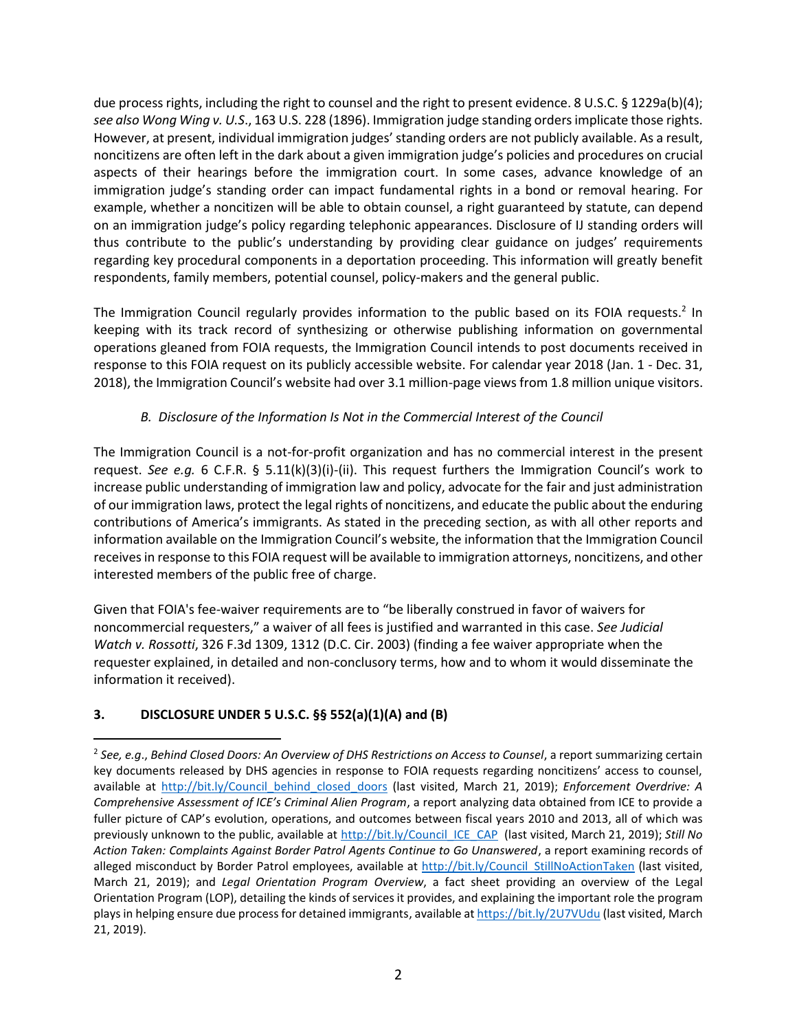due process rights, including the right to counsel and the right to present evidence. 8 U.S.C. § 1229a(b)(4); *see also Wong Wing v. U.S.*, 163 U.S. 228 (1896). Immigration judge standing orders implicate those rights. However, at present, individual immigration judges' standing orders are not publicly available. As a result, noncitizens are often left in the dark about a given immigration judge's policies and procedures on crucial aspects of their hearings before the immigration court. In some cases, advance knowledge of an immigration judge's standing order can impact fundamental rights in a bond or removal hearing. For example, whether a noncitizen will be able to obtain counsel, a right guaranteed by statute, can depend on an immigration judge's policy regarding telephonic appearances. Disclosure of IJ standing orders will thus contribute to the public's understanding by providing clear guidance on judges' requirements regarding key procedural components in a deportation proceeding. This information will greatly benefit respondents, family members, potential counsel, policy-makers and the general public.

The Immigration Council regularly provides information to the public based on its FOIA requests.[2] In keeping with its track record of synthesizing or otherwise publishing information on governmental operations gleaned from FOIA requests, the Immigration Council intends to post documents received in response to this FOIA request on its publicly accessible website. For calendar year 2018 (Jan. 1 - Dec. 31, 2018), the Immigration Council's website had over 3.1 million-page views from 1.8 million unique visitors.

*B. Disclosure of the Information Is Not in the Commercial Interest of the Council*

The Immigration Council is a not-for-profit organization and has no commercial interest in the present request. *See e.g.* 6 C.F.R. § 5.11(k)(3)(i)-(ii). This request furthers the Immigration Council's work to increase public understanding of immigration law and policy, advocate for the fair and just administration of our immigration laws, protect the legal rights of noncitizens, and educate the public about the enduring contributions of America's immigrants. As stated in the preceding section, as with all other reports and information available on the Immigration Council's website, the information that the Immigration Council receives in response to this FOIA request will be available to immigration attorneys, noncitizens, and other interested members of the public free of charge.

Given that FOIA's fee-waiver requirements are to "be liberally construed in favor of waivers for noncommercial requesters," a waiver of all fees is justified and warranted in this case. *See Judicial Watch v. Rossotti*, 326 F.3d 1309, 1312 (D.C. Cir. 2003) (finding a fee waiver appropriate when the requester explained, in detailed and non-conclusory terms, how and to whom it would disseminate the information it received).

**3. DISCLOSURE UNDER 5 U.S.C. §§ 552(a)(1)(A) and (B)**

---

[2] *See, e.g.*, *Behind Closed Doors: An Overview of DHS Restrictions on Access to Counsel*, a report summarizing certain key documents released by DHS agencies in response to FOIA requests regarding noncitizens' access to counsel, available at http://bit.ly/Council_behind_closed_doors (last visited, March 21, 2019); *Enforcement Overdrive: A Comprehensive Assessment of ICE's Criminal Alien Program*, a report analyzing data obtained from ICE to provide a fuller picture of CAP's evolution, operations, and outcomes between fiscal years 2010 and 2013, all of which was previously unknown to the public, available at http://bit.ly/Council_ICE_CAP (last visited, March 21, 2019); *Still No Action Taken: Complaints Against Border Patrol Agents Continue to Go Unanswered*, a report examining records of alleged misconduct by Border Patrol employees, available at http://bit.ly/Council_StillNoActionTaken (last visited, March 21, 2019); and *Legal Orientation Program Overview*, a fact sheet providing an overview of the Legal Orientation Program (LOP), detailing the kinds of services it provides, and explaining the important role the program plays in helping ensure due process for detained immigrants, available at https://bit.ly/2U7VUdu (last visited, March 21, 2019).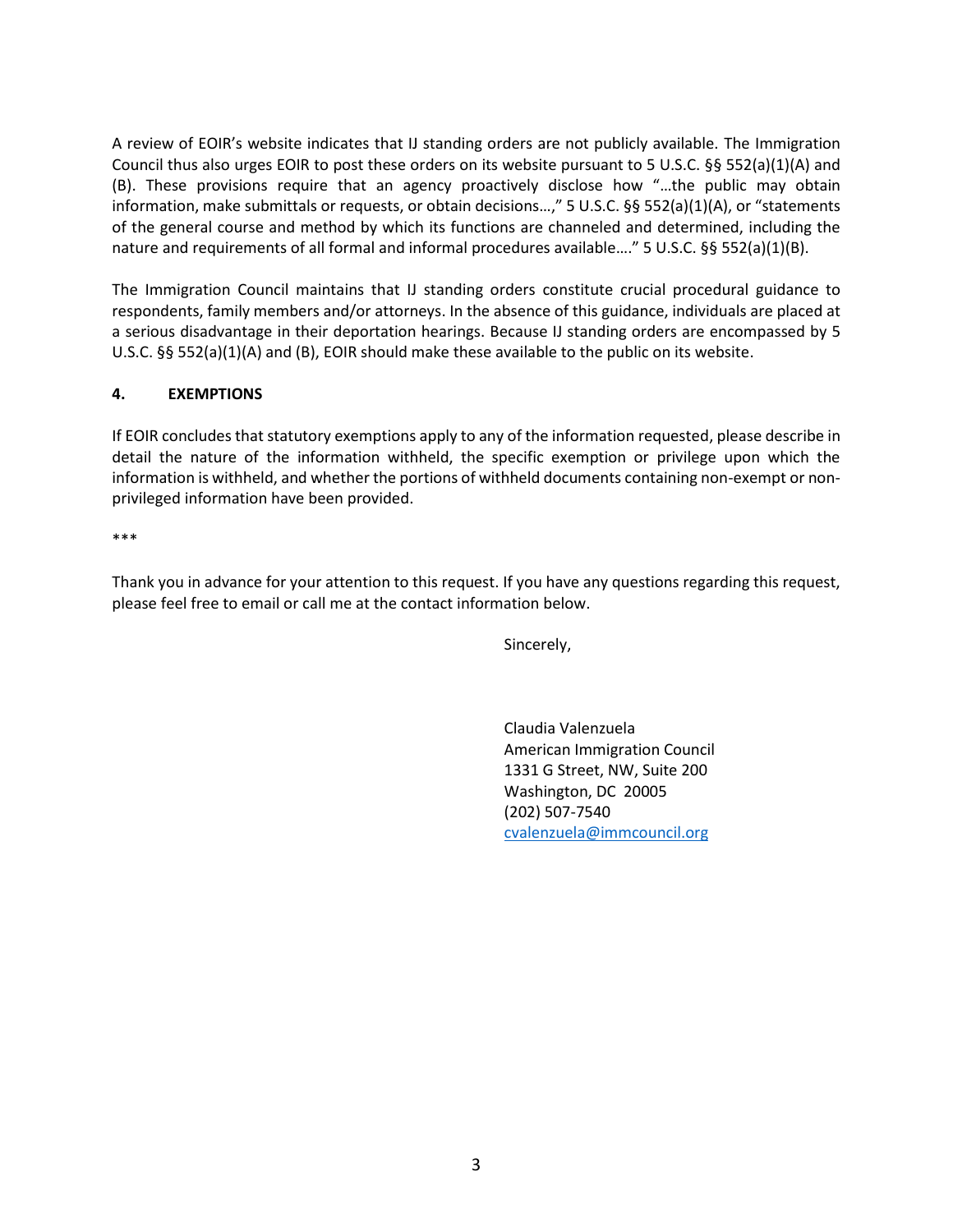A review of EOIR's website indicates that IJ standing orders are not publicly available. The Immigration Council thus also urges EOIR to post these orders on its website pursuant to 5 U.S.C. §§ 552(a)(1)(A) and (B). These provisions require that an agency proactively disclose how "…the public may obtain information, make submittals or requests, or obtain decisions…," 5 U.S.C. §§ 552(a)(1)(A), or "statements of the general course and method by which its functions are channeled and determined, including the nature and requirements of all formal and informal procedures available…." 5 U.S.C. §§ 552(a)(1)(B).

The Immigration Council maintains that IJ standing orders constitute crucial procedural guidance to respondents, family members and/or attorneys. In the absence of this guidance, individuals are placed at a serious disadvantage in their deportation hearings. Because IJ standing orders are encompassed by 5 U.S.C. §§ 552(a)(1)(A) and (B), EOIR should make these available to the public on its website.

**4. EXEMPTIONS**

If EOIR concludes that statutory exemptions apply to any of the information requested, please describe in detail the nature of the information withheld, the specific exemption or privilege upon which the information is withheld, and whether the portions of withheld documents containing non-exempt or non-privileged information have been provided.

***

Thank you in advance for your attention to this request. If you have any questions regarding this request, please feel free to email or call me at the contact information below.

Sincerely,

Claudia Valenzuela
American Immigration Council
1331 G Street, NW, Suite 200
Washington, DC 20005
(202) 507-7540
cvalenzuela@immcouncil.org